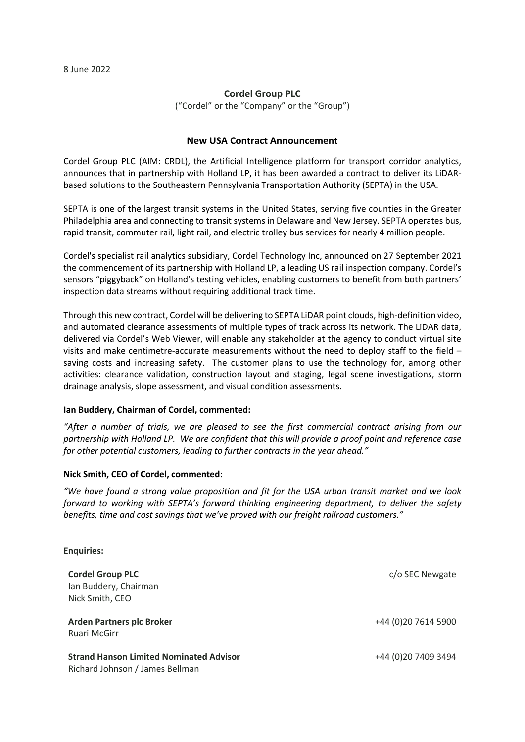8 June 2022

**Cordel Group PLC**

("Cordel" or the "Company" or the "Group")

## New USA Contract Announcement

Cordel Group PLC (AIM: CRDL), the Artificial Intelligence platform for transport corridor analytics, announces that in partnership with Holland LP, it has been awarded a contract to deliver its LiDAR-based solutions to the Southeastern Pennsylvania Transportation Authority (SEPTA) in the USA.

SEPTA is one of the largest transit systems in the United States, serving five counties in the Greater Philadelphia area and connecting to transit systems in Delaware and New Jersey. SEPTA operates bus, rapid transit, commuter rail, light rail, and electric trolley bus services for nearly 4 million people.

Cordel's specialist rail analytics subsidiary, Cordel Technology Inc, announced on 27 September 2021 the commencement of its partnership with Holland LP, a leading US rail inspection company. Cordel's sensors "piggyback" on Holland's testing vehicles, enabling customers to benefit from both partners' inspection data streams without requiring additional track time.

Through this new contract, Cordel will be delivering to SEPTA LiDAR point clouds, high-definition video, and automated clearance assessments of multiple types of track across its network. The LiDAR data, delivered via Cordel's Web Viewer, will enable any stakeholder at the agency to conduct virtual site visits and make centimetre-accurate measurements without the need to deploy staff to the field – saving costs and increasing safety. The customer plans to use the technology for, among other activities: clearance validation, construction layout and staging, legal scene investigations, storm drainage analysis, slope assessment, and visual condition assessments.

**Ian Buddery, Chairman of Cordel, commented:**

*"After a number of trials, we are pleased to see the first commercial contract arising from our partnership with Holland LP. We are confident that this will provide a proof point and reference case for other potential customers, leading to further contracts in the year ahead."*

**Nick Smith, CEO of Cordel, commented:**

*"We have found a strong value proposition and fit for the USA urban transit market and we look forward to working with SEPTA's forward thinking engineering department, to deliver the safety benefits, time and cost savings that we've proved with our freight railroad customers."*

**Enquiries:**

| | |
|---|---|
| **Cordel Group PLC**<br>Ian Buddery, Chairman<br>Nick Smith, CEO | c/o SEC Newgate |
| **Arden Partners plc Broker**<br>Ruari McGirr | +44 (0)20 7614 5900 |
| **Strand Hanson Limited Nominated Advisor**<br>Richard Johnson / James Bellman | +44 (0)20 7409 3494 |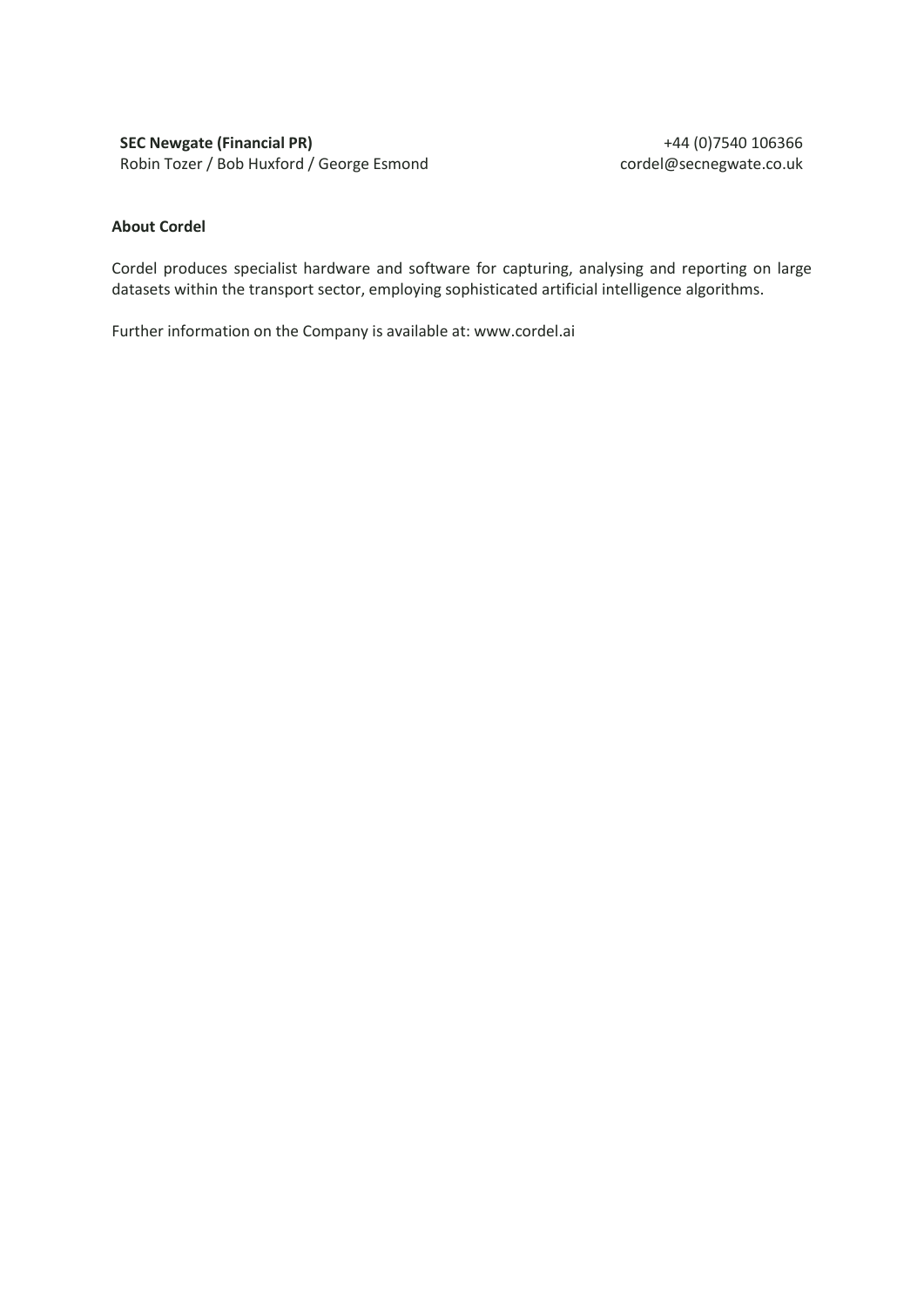**SEC Newgate (Financial PR)** +44 (0)7540 106366
Robin Tozer / Bob Huxford / George Esmond cordel@secnegwate.co.uk

**About Cordel**

Cordel produces specialist hardware and software for capturing, analysing and reporting on large datasets within the transport sector, employing sophisticated artificial intelligence algorithms.

Further information on the Company is available at: www.cordel.ai